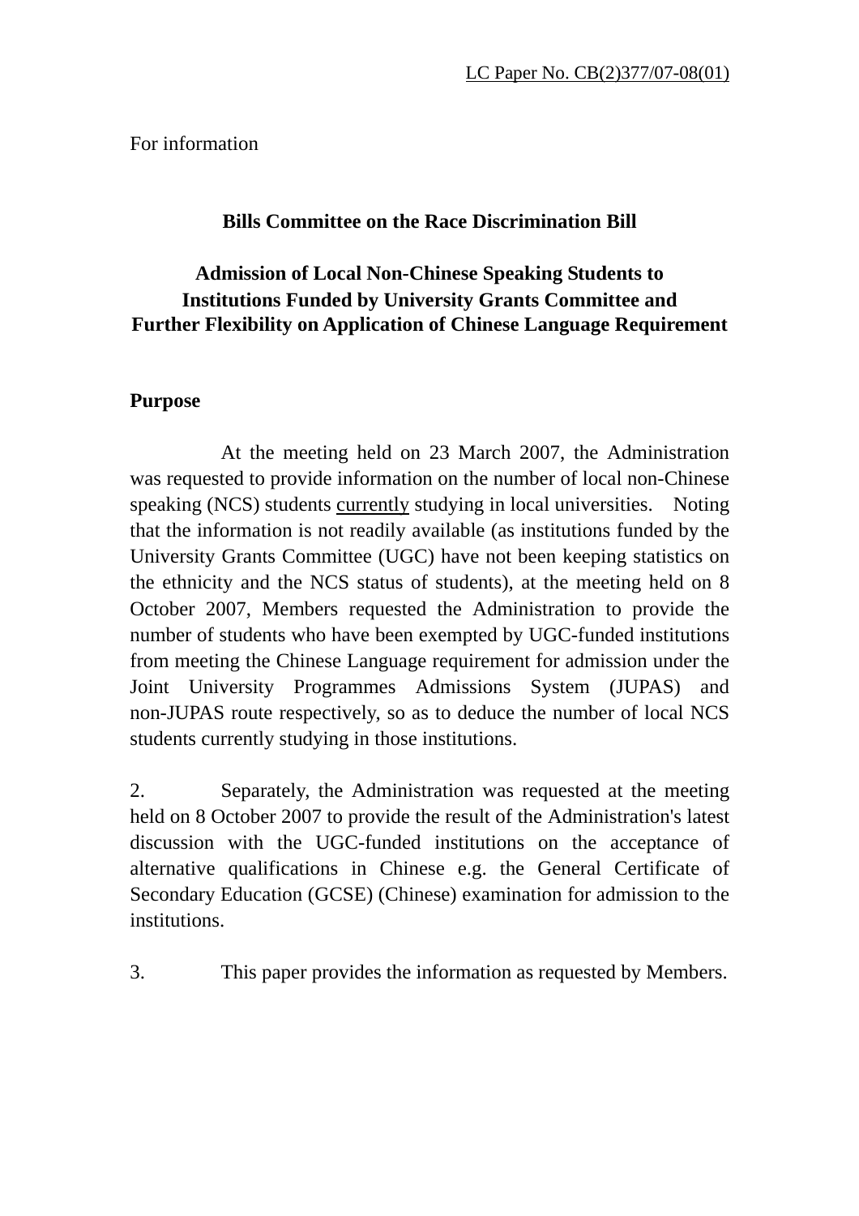LC Paper No. CB(2)377/07-08(01)

For information

**Bills Committee on the Race Discrimination Bill**

**Admission of Local Non-Chinese Speaking Students to Institutions Funded by University Grants Committee and Further Flexibility on Application of Chinese Language Requirement**

## Purpose

At the meeting held on 23 March 2007, the Administration was requested to provide information on the number of local non-Chinese speaking (NCS) students currently studying in local universities. Noting that the information is not readily available (as institutions funded by the University Grants Committee (UGC) have not been keeping statistics on the ethnicity and the NCS status of students), at the meeting held on 8 October 2007, Members requested the Administration to provide the number of students who have been exempted by UGC-funded institutions from meeting the Chinese Language requirement for admission under the Joint University Programmes Admissions System (JUPAS) and non-JUPAS route respectively, so as to deduce the number of local NCS students currently studying in those institutions.

2. Separately, the Administration was requested at the meeting held on 8 October 2007 to provide the result of the Administration's latest discussion with the UGC-funded institutions on the acceptance of alternative qualifications in Chinese e.g. the General Certificate of Secondary Education (GCSE) (Chinese) examination for admission to the institutions.

3. This paper provides the information as requested by Members.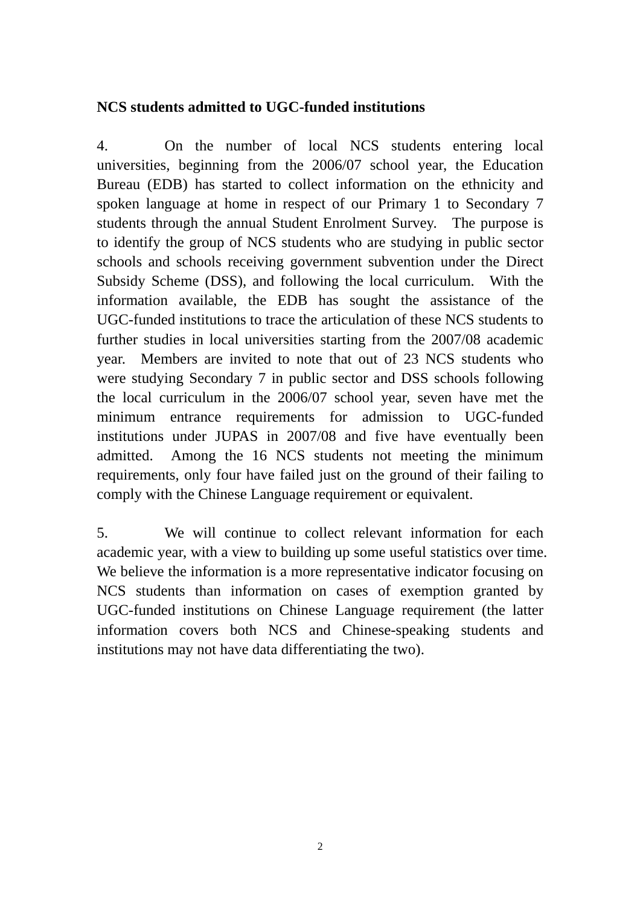**NCS students admitted to UGC-funded institutions**

4. On the number of local NCS students entering local universities, beginning from the 2006/07 school year, the Education Bureau (EDB) has started to collect information on the ethnicity and spoken language at home in respect of our Primary 1 to Secondary 7 students through the annual Student Enrolment Survey. The purpose is to identify the group of NCS students who are studying in public sector schools and schools receiving government subvention under the Direct Subsidy Scheme (DSS), and following the local curriculum. With the information available, the EDB has sought the assistance of the UGC-funded institutions to trace the articulation of these NCS students to further studies in local universities starting from the 2007/08 academic year. Members are invited to note that out of 23 NCS students who were studying Secondary 7 in public sector and DSS schools following the local curriculum in the 2006/07 school year, seven have met the minimum entrance requirements for admission to UGC-funded institutions under JUPAS in 2007/08 and five have eventually been admitted. Among the 16 NCS students not meeting the minimum requirements, only four have failed just on the ground of their failing to comply with the Chinese Language requirement or equivalent.

5. We will continue to collect relevant information for each academic year, with a view to building up some useful statistics over time. We believe the information is a more representative indicator focusing on NCS students than information on cases of exemption granted by UGC-funded institutions on Chinese Language requirement (the latter information covers both NCS and Chinese-speaking students and institutions may not have data differentiating the two).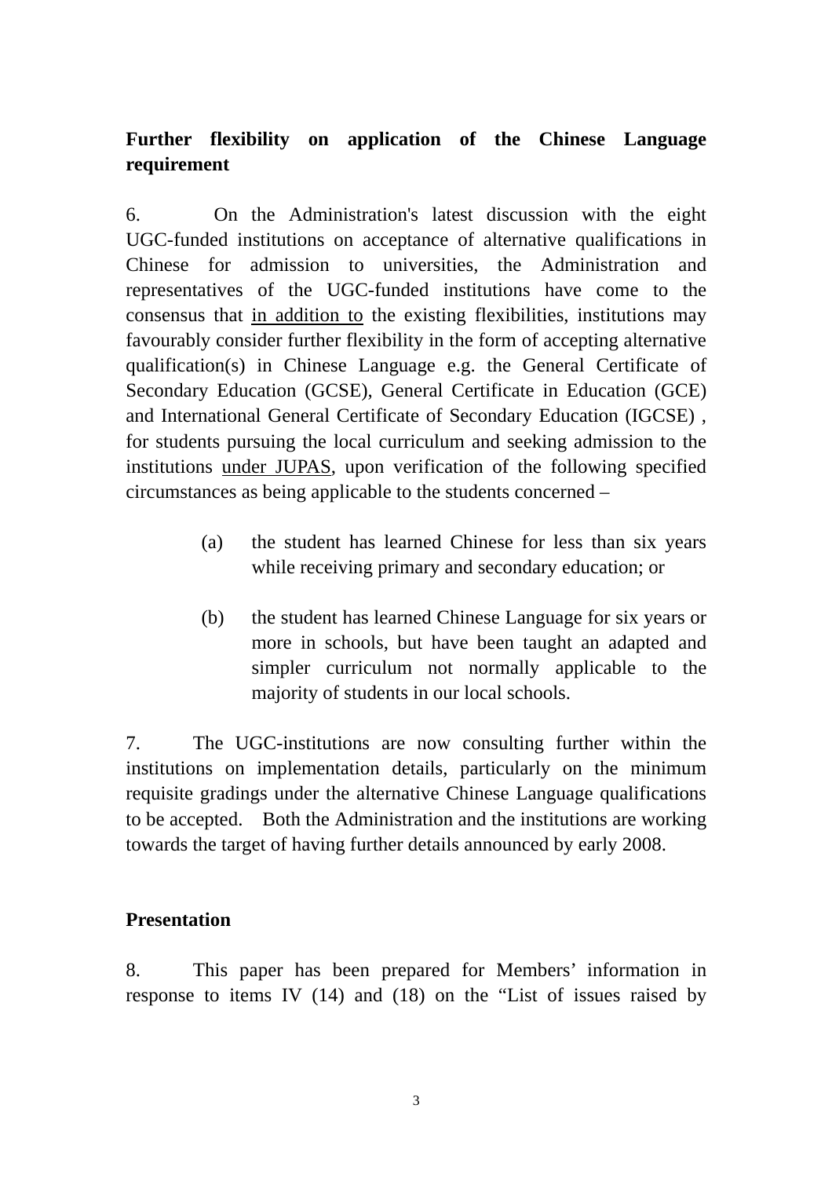**Further flexibility on application of the Chinese Language requirement**

6. On the Administration's latest discussion with the eight UGC-funded institutions on acceptance of alternative qualifications in Chinese for admission to universities, the Administration and representatives of the UGC-funded institutions have come to the consensus that <u>in addition to</u> the existing flexibilities, institutions may favourably consider further flexibility in the form of accepting alternative qualification(s) in Chinese Language e.g. the General Certificate of Secondary Education (GCSE), General Certificate in Education (GCE) and International General Certificate of Secondary Education (IGCSE) , for students pursuing the local curriculum and seeking admission to the institutions <u>under JUPAS</u>, upon verification of the following specified circumstances as being applicable to the students concerned –

(a) the student has learned Chinese for less than six years while receiving primary and secondary education; or

(b) the student has learned Chinese Language for six years or more in schools, but have been taught an adapted and simpler curriculum not normally applicable to the majority of students in our local schools.

7. The UGC-institutions are now consulting further within the institutions on implementation details, particularly on the minimum requisite gradings under the alternative Chinese Language qualifications to be accepted. Both the Administration and the institutions are working towards the target of having further details announced by early 2008.

**Presentation**

8. This paper has been prepared for Members' information in response to items IV (14) and (18) on the "List of issues raised by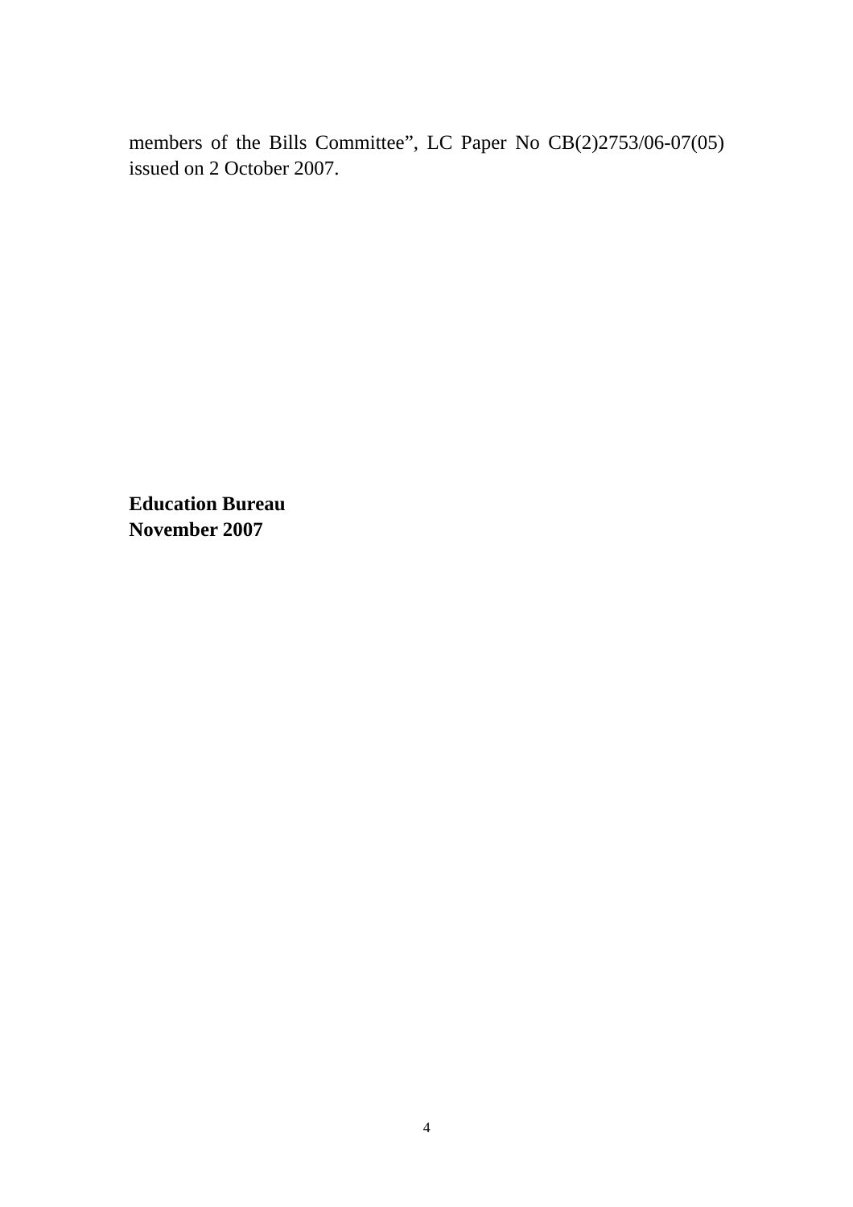members of the Bills Committee", LC Paper No CB(2)2753/06-07(05) issued on 2 October 2007.

**Education Bureau**
**November 2007**